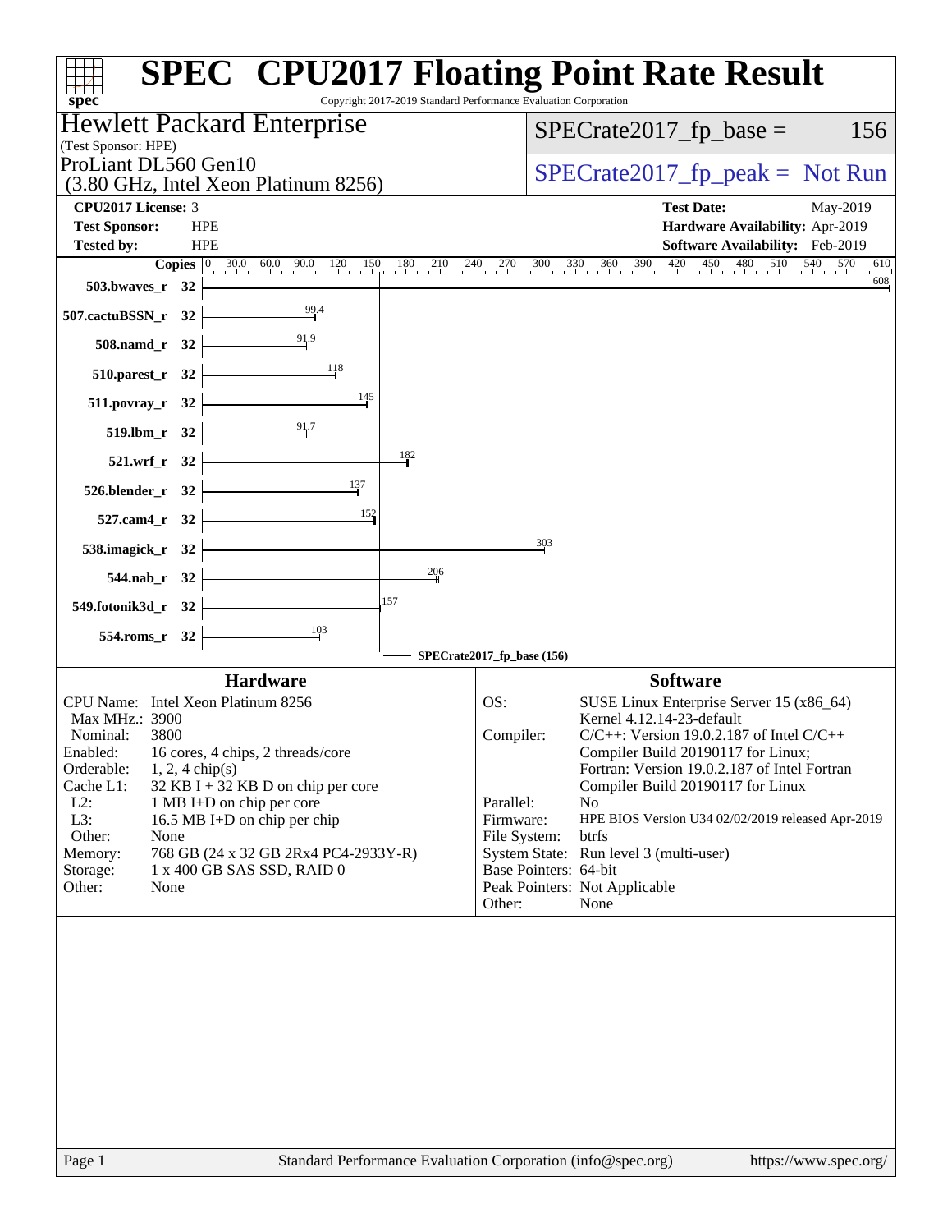# SPEC CPU2017 Floating Point Rate Result

Copyright 2017-2019 Standard Performance Evaluation Corporation

**Hewlett Packard Enterprise**
(Test Sponsor: HPE)

ProLiant DL560 Gen10
(3.80 GHz, Intel Xeon Platinum 8256)

SPECrate2017_fp_base = 156

SPECrate2017_fp_peak = Not Run

| | | | |
|---|---|---|---|
| **CPU2017 License:** | 3 | **Test Date:** | May-2019 |
| **Test Sponsor:** | HPE | **Hardware Availability:** | Apr-2019 |
| **Tested by:** | HPE | **Software Availability:** | Feb-2019 |

| Benchmark | Copies | Result |
|---|---|---|
| 503.bwaves_r | 32 | 608 |
| 507.cactuBSSN_r | 32 | 99.4 |
| 508.namd_r | 32 | 91.9 |
| 510.parest_r | 32 | 118 |
| 511.povray_r | 32 | 145 |
| 519.lbm_r | 32 | 91.7 |
| 521.wrf_r | 32 | 182 |
| 526.blender_r | 32 | 137 |
| 527.cam4_r | 32 | 152 |
| 538.imagick_r | 32 | 303 |
| 544.nab_r | 32 | 206 |
| 549.fotonik3d_r | 32 | 157 |
| 554.roms_r | 32 | 103 |

SPECrate2017_fp_base (156)

## Hardware

| | |
|---|---|
| CPU Name: | Intel Xeon Platinum 8256 |
| Max MHz.: | 3900 |
| Nominal: | 3800 |
| Enabled: | 16 cores, 4 chips, 2 threads/core |
| Orderable: | 1, 2, 4 chip(s) |
| Cache L1: | 32 KB I + 32 KB D on chip per core |
| L2: | 1 MB I+D on chip per core |
| L3: | 16.5 MB I+D on chip per chip |
| Other: | None |
| Memory: | 768 GB (24 x 32 GB 2Rx4 PC4-2933Y-R) |
| Storage: | 1 x 400 GB SAS SSD, RAID 0 |
| Other: | None |

## Software

| | |
|---|---|
| OS: | SUSE Linux Enterprise Server 15 (x86_64) Kernel 4.12.14-23-default |
| Compiler: | C/C++: Version 19.0.2.187 of Intel C/C++ Compiler Build 20190117 for Linux; Fortran: Version 19.0.2.187 of Intel Fortran Compiler Build 20190117 for Linux |
| Parallel: | No |
| Firmware: | HPE BIOS Version U34 02/02/2019 released Apr-2019 |
| File System: | btrfs |
| System State: | Run level 3 (multi-user) |
| Base Pointers: | 64-bit |
| Peak Pointers: | Not Applicable |
| Other: | None |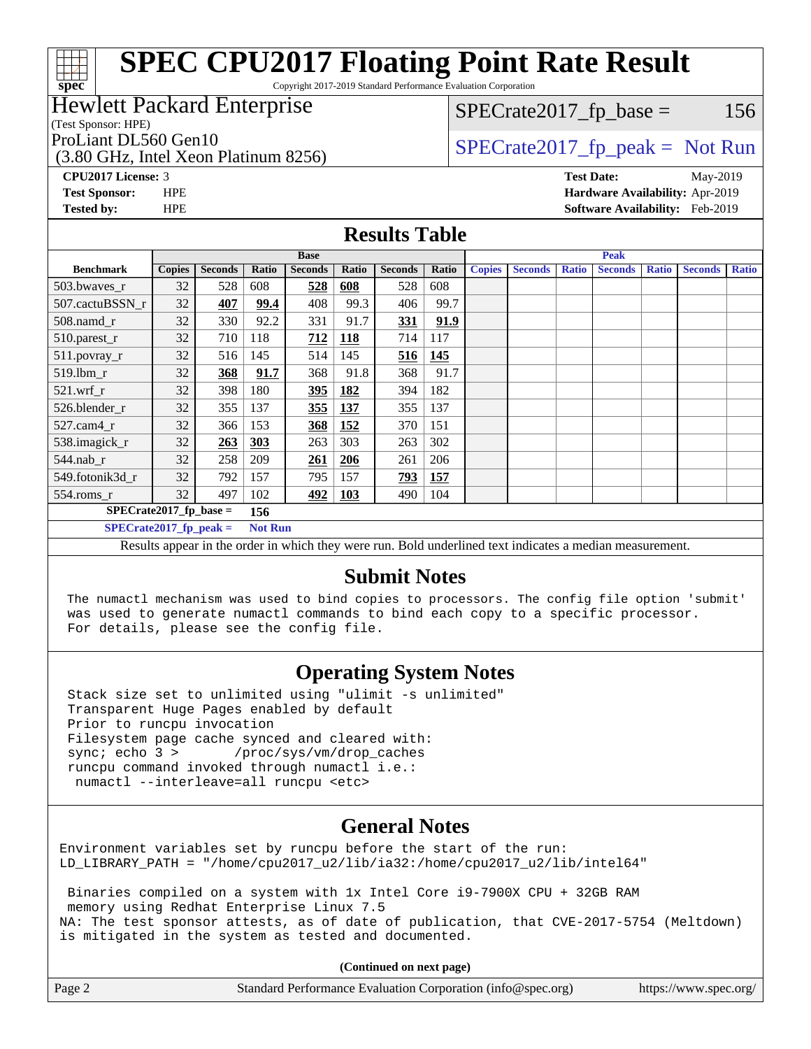# SPEC CPU2017 Floating Point Rate Result

Copyright 2017-2019 Standard Performance Evaluation Corporation

## Hewlett Packard Enterprise

(Test Sponsor: HPE)

ProLiant DL560 Gen10

(3.80 GHz, Intel Xeon Platinum 8256)

SPECrate2017_fp_base = 156

SPECrate2017_fp_peak = Not Run

**CPU2017 License:** 3
**Test Sponsor:** HPE
**Tested by:** HPE

**Test Date:** May-2019
**Hardware Availability:** Apr-2019
**Software Availability:** Feb-2019

## Results Table

| | Base | | | | | | | Peak | | | | | | |
|---|---|---|---|---|---|---|---|---|---|---|---|---|---|---|
| **Benchmark** | **Copies** | **Seconds** | **Ratio** | **Seconds** | **Ratio** | **Seconds** | **Ratio** | **Copies** | **Seconds** | **Ratio** | **Seconds** | **Ratio** | **Seconds** | **Ratio** |
| 503.bwaves_r | 32 | 528 | 608 | **528** | **608** | 528 | 608 | | | | | | | |
| 507.cactuBSSN_r | 32 | **407** | **99.4** | 408 | 99.3 | 406 | 99.7 | | | | | | | |
| 508.namd_r | 32 | 330 | 92.2 | 331 | 91.7 | **331** | **91.9** | | | | | | | |
| 510.parest_r | 32 | 710 | 118 | **712** | **118** | 714 | 117 | | | | | | | |
| 511.povray_r | 32 | 516 | 145 | 514 | 145 | **516** | **145** | | | | | | | |
| 519.lbm_r | 32 | **368** | **91.7** | 368 | 91.8 | 368 | 91.7 | | | | | | | |
| 521.wrf_r | 32 | 398 | 180 | **395** | **182** | 394 | 182 | | | | | | | |
| 526.blender_r | 32 | 355 | 137 | **355** | **137** | 355 | 137 | | | | | | | |
| 527.cam4_r | 32 | 366 | 153 | **368** | **152** | 370 | 151 | | | | | | | |
| 538.imagick_r | 32 | **263** | **303** | 263 | 303 | 263 | 302 | | | | | | | |
| 544.nab_r | 32 | 258 | 209 | **261** | **206** | 261 | 206 | | | | | | | |
| 549.fotonik3d_r | 32 | 792 | 157 | 795 | 157 | **793** | **157** | | | | | | | |
| 554.roms_r | 32 | 497 | 102 | **492** | **103** | 490 | 104 | | | | | | | |

**SPECrate2017_fp_base = 156**

**SPECrate2017_fp_peak = Not Run**

Results appear in the order in which they were run. Bold underlined text indicates a median measurement.

## Submit Notes

```
The numactl mechanism was used to bind copies to processors. The config file option 'submit'
was used to generate numactl commands to bind each copy to a specific processor.
For details, please see the config file.
```

## Operating System Notes

```
Stack size set to unlimited using "ulimit -s unlimited"
Transparent Huge Pages enabled by default
Prior to runcpu invocation
Filesystem page cache synced and cleared with:
sync; echo 3 >       /proc/sys/vm/drop_caches
runcpu command invoked through numactl i.e.:
 numactl --interleave=all runcpu <etc>
```

## General Notes

```
Environment variables set by runcpu before the start of the run:
LD_LIBRARY_PATH = "/home/cpu2017_u2/lib/ia32:/home/cpu2017_u2/lib/intel64"

 Binaries compiled on a system with 1x Intel Core i9-7900X CPU + 32GB RAM
 memory using Redhat Enterprise Linux 7.5
NA: The test sponsor attests, as of date of publication, that CVE-2017-5754 (Meltdown)
is mitigated in the system as tested and documented.
```

**(Continued on next page)**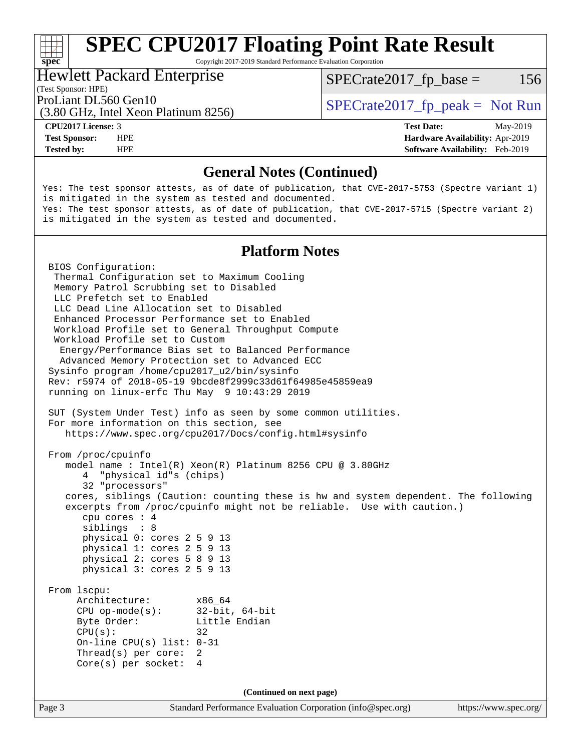## General Notes (Continued)

```
Yes: The test sponsor attests, as of date of publication, that CVE-2017-5753 (Spectre variant 1)
is mitigated in the system as tested and documented.
Yes: The test sponsor attests, as of date of publication, that CVE-2017-5715 (Spectre variant 2)
is mitigated in the system as tested and documented.
```

## Platform Notes

```
BIOS Configuration:
 Thermal Configuration set to Maximum Cooling
 Memory Patrol Scrubbing set to Disabled
 LLC Prefetch set to Enabled
 LLC Dead Line Allocation set to Disabled
 Enhanced Processor Performance set to Enabled
 Workload Profile set to General Throughput Compute
 Workload Profile set to Custom
  Energy/Performance Bias set to Balanced Performance
  Advanced Memory Protection set to Advanced ECC
Sysinfo program /home/cpu2017_u2/bin/sysinfo
Rev: r5974 of 2018-05-19 9bcde8f2999c33d61f64985e45859ea9
running on linux-erfc Thu May  9 10:43:29 2019

SUT (System Under Test) info as seen by some common utilities.
For more information on this section, see
   https://www.spec.org/cpu2017/Docs/config.html#sysinfo

From /proc/cpuinfo
   model name : Intel(R) Xeon(R) Platinum 8256 CPU @ 3.80GHz
      4  "physical id"s (chips)
      32 "processors"
   cores, siblings (Caution: counting these is hw and system dependent. The following
   excerpts from /proc/cpuinfo might not be reliable.  Use with caution.)
      cpu cores : 4
      siblings  : 8
      physical 0: cores 2 5 9 13
      physical 1: cores 2 5 9 13
      physical 2: cores 5 8 9 13
      physical 3: cores 2 5 9 13

From lscpu:
     Architecture:        x86_64
     CPU op-mode(s):      32-bit, 64-bit
     Byte Order:          Little Endian
     CPU(s):              32
     On-line CPU(s) list: 0-31
     Thread(s) per core:  2
     Core(s) per socket:  4
```

(Continued on next page)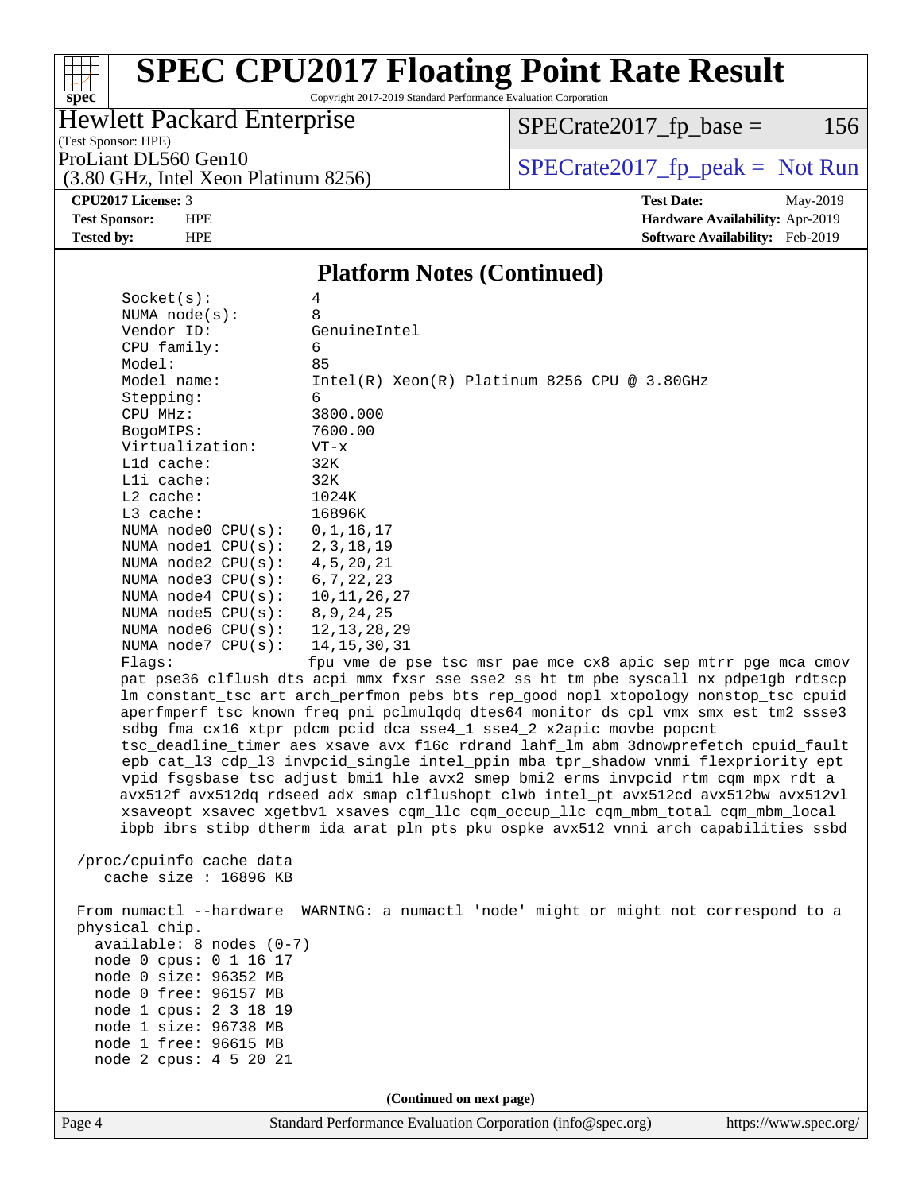# SPEC CPU2017 Floating Point Rate Result

Copyright 2017-2019 Standard Performance Evaluation Corporation

**Hewlett Packard Enterprise**
(Test Sponsor: HPE)
ProLiant DL560 Gen10
(3.80 GHz, Intel Xeon Platinum 8256)

SPECrate2017_fp_base = 156

SPECrate2017_fp_peak = Not Run

**CPU2017 License:** 3
**Test Sponsor:** HPE
**Tested by:** HPE

**Test Date:** May-2019
**Hardware Availability:** Apr-2019
**Software Availability:** Feb-2019

## Platform Notes (Continued)

```
     Socket(s):           4
     NUMA node(s):        8
     Vendor ID:           GenuineIntel
     CPU family:          6
     Model:               85
     Model name:          Intel(R) Xeon(R) Platinum 8256 CPU @ 3.80GHz
     Stepping:            6
     CPU MHz:             3800.000
     BogoMIPS:            7600.00
     Virtualization:      VT-x
     L1d cache:           32K
     L1i cache:           32K
     L2 cache:            1024K
     L3 cache:            16896K
     NUMA node0 CPU(s):   0,1,16,17
     NUMA node1 CPU(s):   2,3,18,19
     NUMA node2 CPU(s):   4,5,20,21
     NUMA node3 CPU(s):   6,7,22,23
     NUMA node4 CPU(s):   10,11,26,27
     NUMA node5 CPU(s):   8,9,24,25
     NUMA node6 CPU(s):   12,13,28,29
     NUMA node7 CPU(s):   14,15,30,31
     Flags:               fpu vme de pse tsc msr pae mce cx8 apic sep mtrr pge mca cmov
     pat pse36 clflush dts acpi mmx fxsr sse sse2 ss ht tm pbe syscall nx pdpe1gb rdtscp
     lm constant_tsc art arch_perfmon pebs bts rep_good nopl xtopology nonstop_tsc cpuid
     aperfmperf tsc_known_freq pni pclmulqdq dtes64 monitor ds_cpl vmx smx est tm2 ssse3
     sdbg fma cx16 xtpr pdcm pcid dca sse4_1 sse4_2 x2apic movbe popcnt
     tsc_deadline_timer aes xsave avx f16c rdrand lahf_lm abm 3dnowprefetch cpuid_fault
     epb cat_l3 cdp_l3 invpcid_single intel_ppin mba tpr_shadow vnmi flexpriority ept
     vpid fsgsbase tsc_adjust bmi1 hle avx2 smep bmi2 erms invpcid rtm cqm mpx rdt_a
     avx512f avx512dq rdseed adx smap clflushopt clwb intel_pt avx512cd avx512bw avx512vl
     xsaveopt xsavec xgetbv1 xsaves cqm_llc cqm_occup_llc cqm_mbm_total cqm_mbm_local
     ibpb ibrs stibp dtherm ida arat pln pts pku ospke avx512_vnni arch_capabilities ssbd

 /proc/cpuinfo cache data
    cache size : 16896 KB

 From numactl --hardware  WARNING: a numactl 'node' might or might not correspond to a
 physical chip.
   available: 8 nodes (0-7)
   node 0 cpus: 0 1 16 17
   node 0 size: 96352 MB
   node 0 free: 96157 MB
   node 1 cpus: 2 3 18 19
   node 1 size: 96738 MB
   node 1 free: 96615 MB
   node 2 cpus: 4 5 20 21
```

**(Continued on next page)**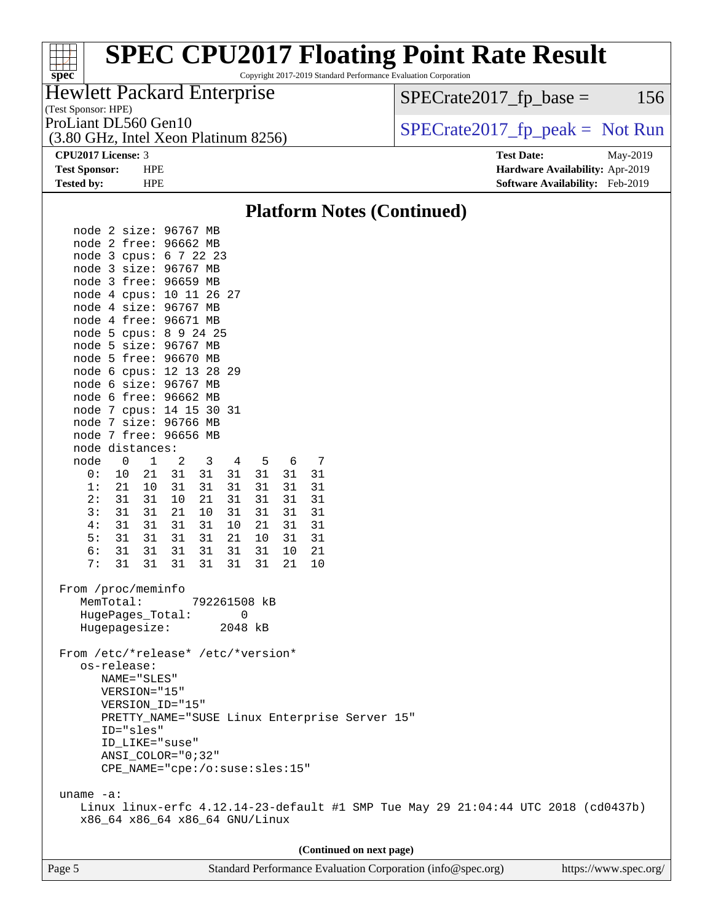## Platform Notes (Continued)

```
    node 2 size: 96767 MB
    node 2 free: 96662 MB
    node 3 cpus: 6 7 22 23
    node 3 size: 96767 MB
    node 3 free: 96659 MB
    node 4 cpus: 10 11 26 27
    node 4 size: 96767 MB
    node 4 free: 96671 MB
    node 5 cpus: 8 9 24 25
    node 5 size: 96767 MB
    node 5 free: 96670 MB
    node 6 cpus: 12 13 28 29
    node 6 size: 96767 MB
    node 6 free: 96662 MB
    node 7 cpus: 14 15 30 31
    node 7 size: 96766 MB
    node 7 free: 96656 MB
    node distances:
    node   0   1   2   3   4   5   6   7
      0:  10  21  31  31  31  31  31  31
      1:  21  10  31  31  31  31  31  31
      2:  31  31  10  21  31  31  31  31
      3:  31  31  21  10  31  31  31  31
      4:  31  31  31  31  10  21  31  31
      5:  31  31  31  31  21  10  31  31
      6:  31  31  31  31  31  31  10  21
      7:  31  31  31  31  31  31  21  10

 From /proc/meminfo
    MemTotal:       792261508 kB
    HugePages_Total:       0
    Hugepagesize:       2048 kB

 From /etc/*release* /etc/*version*
    os-release:
       NAME="SLES"
       VERSION="15"
       VERSION_ID="15"
       PRETTY_NAME="SUSE Linux Enterprise Server 15"
       ID="sles"
       ID_LIKE="suse"
       ANSI_COLOR="0;32"
       CPE_NAME="cpe:/o:suse:sles:15"

 uname -a:
    Linux linux-erfc 4.12.14-23-default #1 SMP Tue May 29 21:04:44 UTC 2018 (cd0437b)
    x86_64 x86_64 x86_64 GNU/Linux
```

**(Continued on next page)**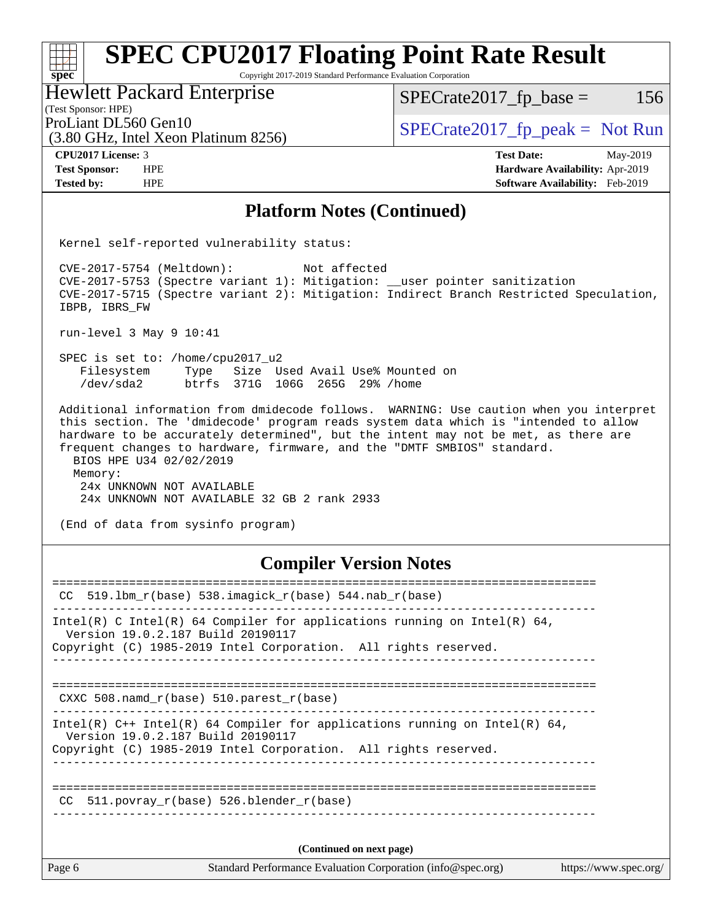## Platform Notes (Continued)

```
Kernel self-reported vulnerability status:

CVE-2017-5754 (Meltdown):          Not affected
CVE-2017-5753 (Spectre variant 1): Mitigation: __user pointer sanitization
CVE-2017-5715 (Spectre variant 2): Mitigation: Indirect Branch Restricted Speculation,
IBPB, IBRS_FW

run-level 3 May 9 10:41

SPEC is set to: /home/cpu2017_u2
   Filesystem     Type   Size  Used Avail Use% Mounted on
   /dev/sda2      btrfs  371G  106G  265G  29% /home

Additional information from dmidecode follows.  WARNING: Use caution when you interpret
this section. The 'dmidecode' program reads system data which is "intended to allow
hardware to be accurately determined", but the intent may not be met, as there are
frequent changes to hardware, firmware, and the "DMTF SMBIOS" standard.
  BIOS HPE U34 02/02/2019
  Memory:
   24x UNKNOWN NOT AVAILABLE
   24x UNKNOWN NOT AVAILABLE 32 GB 2 rank 2933

(End of data from sysinfo program)
```

## Compiler Version Notes

```
==============================================================================
 CC  519.lbm_r(base) 538.imagick_r(base) 544.nab_r(base)
------------------------------------------------------------------------------
Intel(R) C Intel(R) 64 Compiler for applications running on Intel(R) 64,
  Version 19.0.2.187 Build 20190117
Copyright (C) 1985-2019 Intel Corporation.  All rights reserved.
------------------------------------------------------------------------------

==============================================================================
 CXXC 508.namd_r(base) 510.parest_r(base)
------------------------------------------------------------------------------
Intel(R) C++ Intel(R) 64 Compiler for applications running on Intel(R) 64,
  Version 19.0.2.187 Build 20190117
Copyright (C) 1985-2019 Intel Corporation.  All rights reserved.
------------------------------------------------------------------------------

==============================================================================
 CC  511.povray_r(base) 526.blender_r(base)
------------------------------------------------------------------------------
```

(Continued on next page)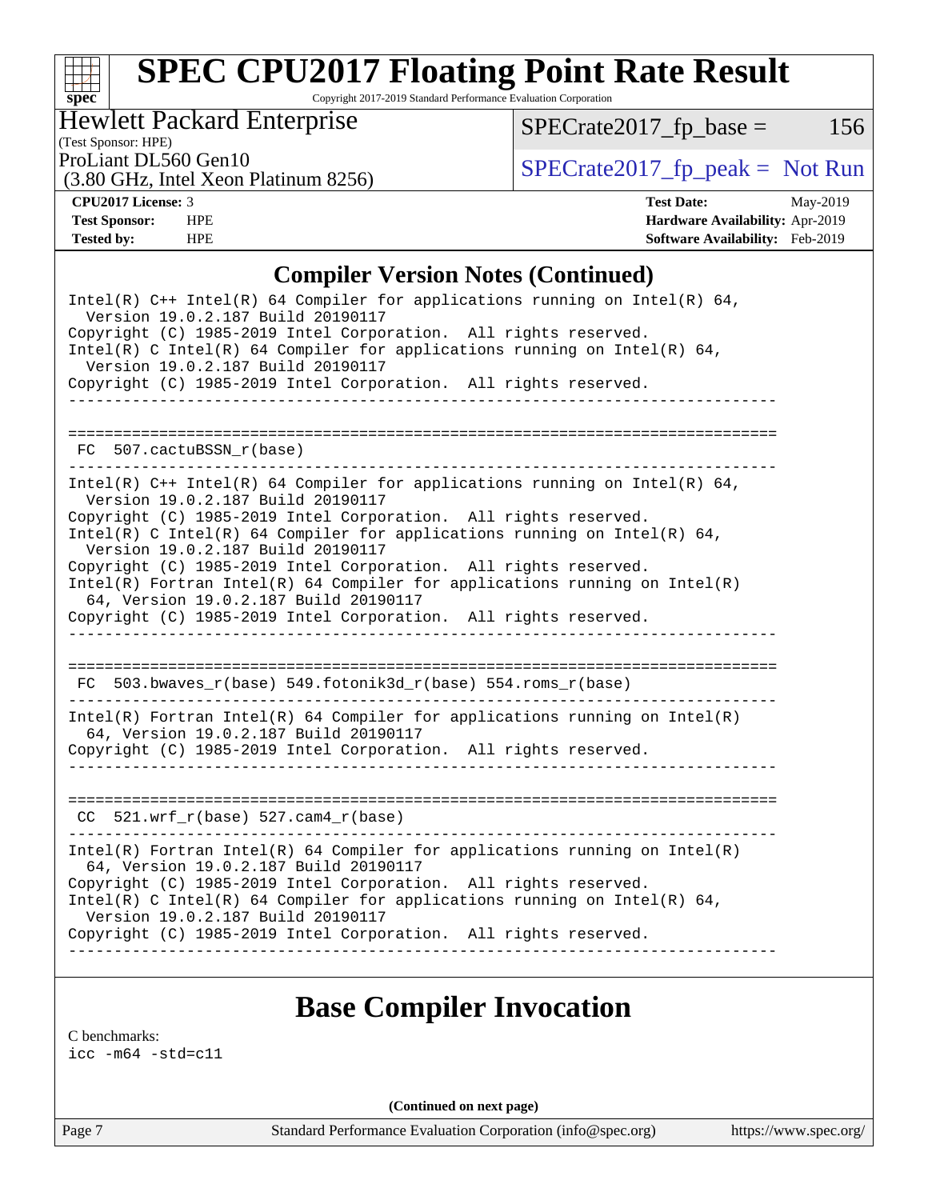## Compiler Version Notes (Continued)

```
Intel(R) C++ Intel(R) 64 Compiler for applications running on Intel(R) 64,
  Version 19.0.2.187 Build 20190117
Copyright (C) 1985-2019 Intel Corporation.  All rights reserved.
Intel(R) C Intel(R) 64 Compiler for applications running on Intel(R) 64,
  Version 19.0.2.187 Build 20190117
Copyright (C) 1985-2019 Intel Corporation.  All rights reserved.
------------------------------------------------------------------------------

==============================================================================
 FC  507.cactuBSSN_r(base)
------------------------------------------------------------------------------
Intel(R) C++ Intel(R) 64 Compiler for applications running on Intel(R) 64,
  Version 19.0.2.187 Build 20190117
Copyright (C) 1985-2019 Intel Corporation.  All rights reserved.
Intel(R) C Intel(R) 64 Compiler for applications running on Intel(R) 64,
  Version 19.0.2.187 Build 20190117
Copyright (C) 1985-2019 Intel Corporation.  All rights reserved.
Intel(R) Fortran Intel(R) 64 Compiler for applications running on Intel(R)
  64, Version 19.0.2.187 Build 20190117
Copyright (C) 1985-2019 Intel Corporation.  All rights reserved.
------------------------------------------------------------------------------

==============================================================================
 FC  503.bwaves_r(base) 549.fotonik3d_r(base) 554.roms_r(base)
------------------------------------------------------------------------------
Intel(R) Fortran Intel(R) 64 Compiler for applications running on Intel(R)
  64, Version 19.0.2.187 Build 20190117
Copyright (C) 1985-2019 Intel Corporation.  All rights reserved.
------------------------------------------------------------------------------

==============================================================================
 CC  521.wrf_r(base) 527.cam4_r(base)
------------------------------------------------------------------------------
Intel(R) Fortran Intel(R) 64 Compiler for applications running on Intel(R)
  64, Version 19.0.2.187 Build 20190117
Copyright (C) 1985-2019 Intel Corporation.  All rights reserved.
Intel(R) C Intel(R) 64 Compiler for applications running on Intel(R) 64,
  Version 19.0.2.187 Build 20190117
Copyright (C) 1985-2019 Intel Corporation.  All rights reserved.
------------------------------------------------------------------------------
```

## Base Compiler Invocation

C benchmarks:
icc -m64 -std=c11

**(Continued on next page)**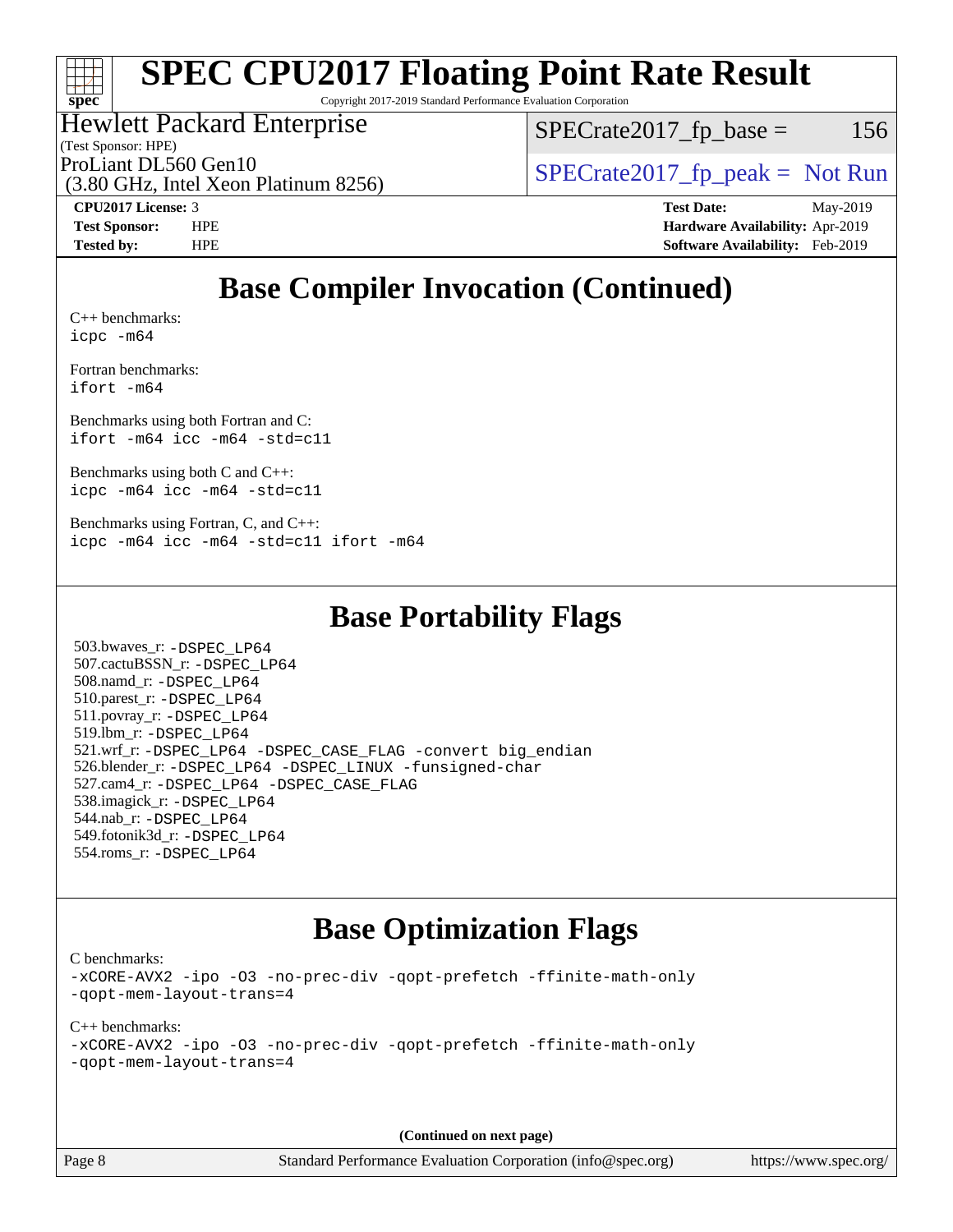# SPEC CPU2017 Floating Point Rate Result

Copyright 2017-2019 Standard Performance Evaluation Corporation

Hewlett Packard Enterprise
(Test Sponsor: HPE)
ProLiant DL560 Gen10
(3.80 GHz, Intel Xeon Platinum 8256)

SPECrate2017_fp_base = 156

SPECrate2017_fp_peak = Not Run

**CPU2017 License:** 3
**Test Sponsor:** HPE
**Tested by:** HPE

**Test Date:** May-2019
**Hardware Availability:** Apr-2019
**Software Availability:** Feb-2019

## Base Compiler Invocation (Continued)

C++ benchmarks:
```
icpc -m64
```

Fortran benchmarks:
```
ifort -m64
```

Benchmarks using both Fortran and C:
```
ifort -m64 icc -m64 -std=c11
```

Benchmarks using both C and C++:
```
icpc -m64 icc -m64 -std=c11
```

Benchmarks using Fortran, C, and C++:
```
icpc -m64 icc -m64 -std=c11 ifort -m64
```

## Base Portability Flags

503.bwaves_r: -DSPEC_LP64
507.cactuBSSN_r: -DSPEC_LP64
508.namd_r: -DSPEC_LP64
510.parest_r: -DSPEC_LP64
511.povray_r: -DSPEC_LP64
519.lbm_r: -DSPEC_LP64
521.wrf_r: -DSPEC_LP64 -DSPEC_CASE_FLAG -convert big_endian
526.blender_r: -DSPEC_LP64 -DSPEC_LINUX -funsigned-char
527.cam4_r: -DSPEC_LP64 -DSPEC_CASE_FLAG
538.imagick_r: -DSPEC_LP64
544.nab_r: -DSPEC_LP64
549.fotonik3d_r: -DSPEC_LP64
554.roms_r: -DSPEC_LP64

## Base Optimization Flags

C benchmarks:
```
-xCORE-AVX2 -ipo -O3 -no-prec-div -qopt-prefetch -ffinite-math-only
-qopt-mem-layout-trans=4
```

C++ benchmarks:
```
-xCORE-AVX2 -ipo -O3 -no-prec-div -qopt-prefetch -ffinite-math-only
-qopt-mem-layout-trans=4
```

**(Continued on next page)**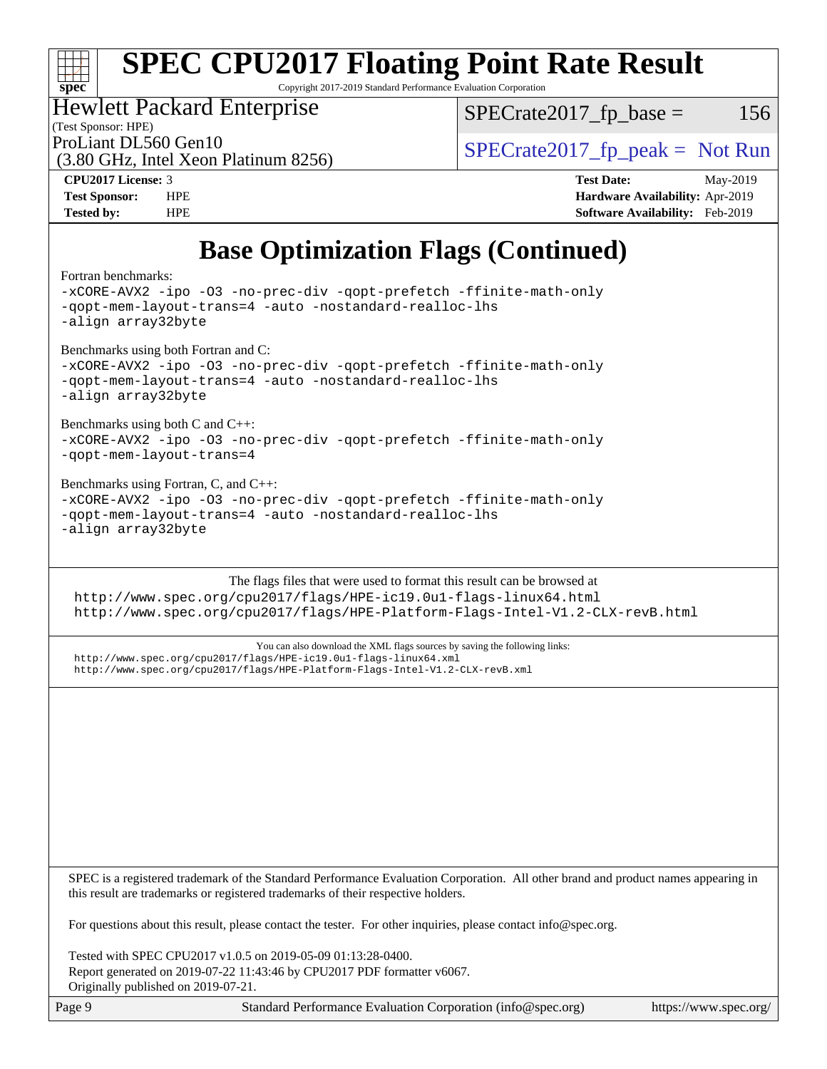# Base Optimization Flags (Continued)

Fortran benchmarks:

```
-xCORE-AVX2 -ipo -O3 -no-prec-div -qopt-prefetch -ffinite-math-only
-qopt-mem-layout-trans=4 -auto -nostandard-realloc-lhs
-align array32byte
```

Benchmarks using both Fortran and C:

```
-xCORE-AVX2 -ipo -O3 -no-prec-div -qopt-prefetch -ffinite-math-only
-qopt-mem-layout-trans=4 -auto -nostandard-realloc-lhs
-align array32byte
```

Benchmarks using both C and C++:

```
-xCORE-AVX2 -ipo -O3 -no-prec-div -qopt-prefetch -ffinite-math-only
-qopt-mem-layout-trans=4
```

Benchmarks using Fortran, C, and C++:

```
-xCORE-AVX2 -ipo -O3 -no-prec-div -qopt-prefetch -ffinite-math-only
-qopt-mem-layout-trans=4 -auto -nostandard-realloc-lhs
-align array32byte
```

The flags files that were used to format this result can be browsed at
http://www.spec.org/cpu2017/flags/HPE-ic19.0u1-flags-linux64.html
http://www.spec.org/cpu2017/flags/HPE-Platform-Flags-Intel-V1.2-CLX-revB.html

You can also download the XML flags sources by saving the following links:
http://www.spec.org/cpu2017/flags/HPE-ic19.0u1-flags-linux64.xml
http://www.spec.org/cpu2017/flags/HPE-Platform-Flags-Intel-V1.2-CLX-revB.xml

SPEC is a registered trademark of the Standard Performance Evaluation Corporation. All other brand and product names appearing in this result are trademarks or registered trademarks of their respective holders.

For questions about this result, please contact the tester. For other inquiries, please contact info@spec.org.

Tested with SPEC CPU2017 v1.0.5 on 2019-05-09 01:13:28-0400.
Report generated on 2019-07-22 11:43:46 by CPU2017 PDF formatter v6067.
Originally published on 2019-07-21.